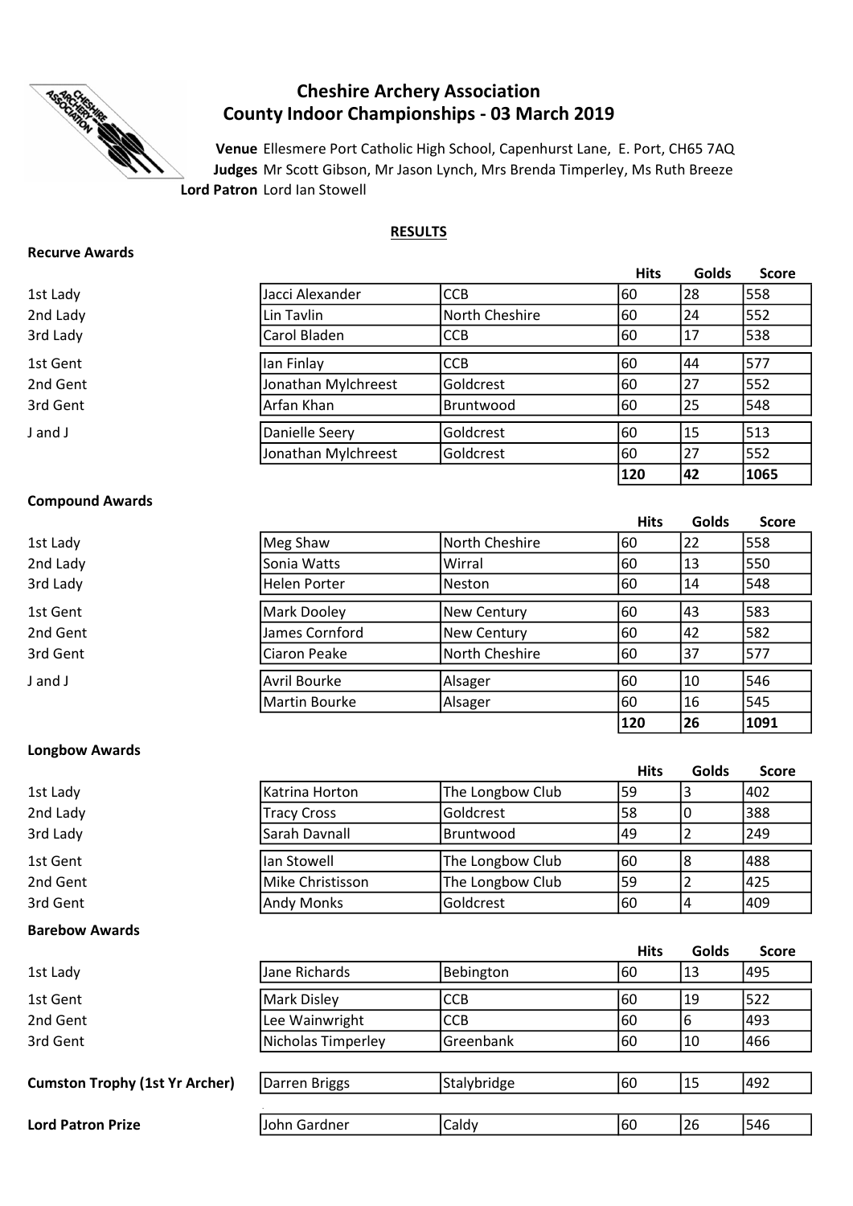# Cheshire Archery Association
## County Indoor Championships - 03 March 2019

**Venue** Ellesmere Port Catholic High School, Capenhurst Lane, E. Port, CH65 7AQ
**Judges** Mr Scott Gibson, Mr Jason Lynch, Mrs Brenda Timperley, Ms Ruth Breeze
**Lord Patron** Lord Ian Stowell

**RESULTS**

### Recurve Awards

| | | | Hits | Golds | Score |
|---|---|---|---|---|---|
| 1st Lady | Jacci Alexander | CCB | 60 | 28 | 558 |
| 2nd Lady | Lin Tavlin | North Cheshire | 60 | 24 | 552 |
| 3rd Lady | Carol Bladen | CCB | 60 | 17 | 538 |
| 1st Gent | Ian Finlay | CCB | 60 | 44 | 577 |
| 2nd Gent | Jonathan Mylchreest | Goldcrest | 60 | 27 | 552 |
| 3rd Gent | Arfan Khan | Bruntwood | 60 | 25 | 548 |
| J and J | Danielle Seery | Goldcrest | 60 | 15 | 513 |
| | Jonathan Mylchreest | Goldcrest | 60 | 27 | 552 |
| | | | **120** | **42** | **1065** |

### Compound Awards

| | | | Hits | Golds | Score |
|---|---|---|---|---|---|
| 1st Lady | Meg Shaw | North Cheshire | 60 | 22 | 558 |
| 2nd Lady | Sonia Watts | Wirral | 60 | 13 | 550 |
| 3rd Lady | Helen Porter | Neston | 60 | 14 | 548 |
| 1st Gent | Mark Dooley | New Century | 60 | 43 | 583 |
| 2nd Gent | James Cornford | New Century | 60 | 42 | 582 |
| 3rd Gent | Ciaron Peake | North Cheshire | 60 | 37 | 577 |
| J and J | Avril Bourke | Alsager | 60 | 10 | 546 |
| | Martin Bourke | Alsager | 60 | 16 | 545 |
| | | | **120** | **26** | **1091** |

### Longbow Awards

| | | | Hits | Golds | Score |
|---|---|---|---|---|---|
| 1st Lady | Katrina Horton | The Longbow Club | 59 | 3 | 402 |
| 2nd Lady | Tracy Cross | Goldcrest | 58 | 0 | 388 |
| 3rd Lady | Sarah Davnall | Bruntwood | 49 | 2 | 249 |
| 1st Gent | Ian Stowell | The Longbow Club | 60 | 8 | 488 |
| 2nd Gent | Mike Christisson | The Longbow Club | 59 | 2 | 425 |
| 3rd Gent | Andy Monks | Goldcrest | 60 | 4 | 409 |

### Barebow Awards

| | | | Hits | Golds | Score |
|---|---|---|---|---|---|
| 1st Lady | Jane Richards | Bebington | 60 | 13 | 495 |
| 1st Gent | Mark Disley | CCB | 60 | 19 | 522 |
| 2nd Gent | Lee Wainwright | CCB | 60 | 6 | 493 |
| 3rd Gent | Nicholas Timperley | Greenbank | 60 | 10 | 466 |

| | | | Hits | Golds | Score |
|---|---|---|---|---|---|
| **Cumston Trophy (1st Yr Archer)** | Darren Briggs | Stalybridge | 60 | 15 | 492 |
| **Lord Patron Prize** | John Gardner | Caldy | 60 | 26 | 546 |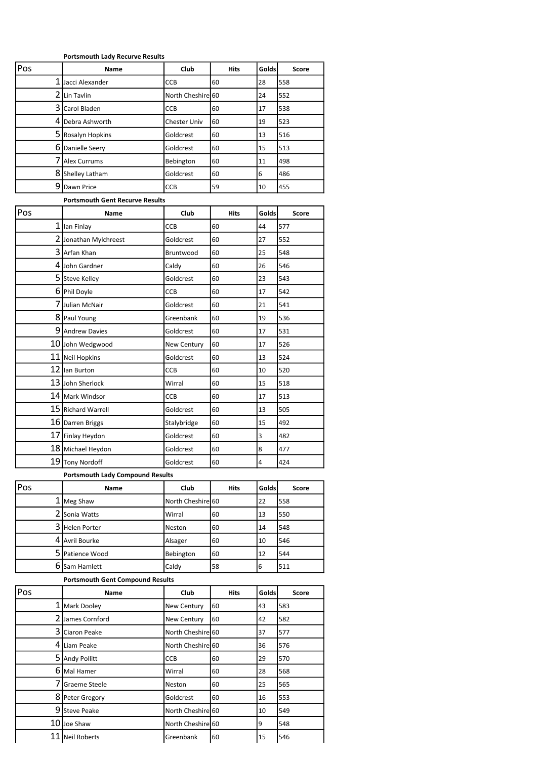**Portsmouth Lady Recurve Results**

| Pos | Name | Club | Hits | Golds | Score |
|---|---|---|---|---|---|
| 1 | Jacci Alexander | CCB | 60 | 28 | 558 |
| 2 | Lin Tavlin | North Cheshire | 60 | 24 | 552 |
| 3 | Carol Bladen | CCB | 60 | 17 | 538 |
| 4 | Debra Ashworth | Chester Univ | 60 | 19 | 523 |
| 5 | Rosalyn Hopkins | Goldcrest | 60 | 13 | 516 |
| 6 | Danielle Seery | Goldcrest | 60 | 15 | 513 |
| 7 | Alex Currums | Bebington | 60 | 11 | 498 |
| 8 | Shelley Latham | Goldcrest | 60 | 6 | 486 |
| 9 | Dawn Price | CCB | 59 | 10 | 455 |

**Portsmouth Gent Recurve Results**

| Pos | Name | Club | Hits | Golds | Score |
|---|---|---|---|---|---|
| 1 | Ian Finlay | CCB | 60 | 44 | 577 |
| 2 | Jonathan Mylchreest | Goldcrest | 60 | 27 | 552 |
| 3 | Arfan Khan | Bruntwood | 60 | 25 | 548 |
| 4 | John Gardner | Caldy | 60 | 26 | 546 |
| 5 | Steve Kelley | Goldcrest | 60 | 23 | 543 |
| 6 | Phil Doyle | CCB | 60 | 17 | 542 |
| 7 | Julian McNair | Goldcrest | 60 | 21 | 541 |
| 8 | Paul Young | Greenbank | 60 | 19 | 536 |
| 9 | Andrew Davies | Goldcrest | 60 | 17 | 531 |
| 10 | John Wedgwood | New Century | 60 | 17 | 526 |
| 11 | Neil Hopkins | Goldcrest | 60 | 13 | 524 |
| 12 | Ian Burton | CCB | 60 | 10 | 520 |
| 13 | John Sherlock | Wirral | 60 | 15 | 518 |
| 14 | Mark Windsor | CCB | 60 | 17 | 513 |
| 15 | Richard Warrell | Goldcrest | 60 | 13 | 505 |
| 16 | Darren Briggs | Stalybridge | 60 | 15 | 492 |
| 17 | Finlay Heydon | Goldcrest | 60 | 3 | 482 |
| 18 | Michael Heydon | Goldcrest | 60 | 8 | 477 |
| 19 | Tony Nordoff | Goldcrest | 60 | 4 | 424 |

**Portsmouth Lady Compound Results**

| Pos | Name | Club | Hits | Golds | Score |
|---|---|---|---|---|---|
| 1 | Meg Shaw | North Cheshire | 60 | 22 | 558 |
| 2 | Sonia Watts | Wirral | 60 | 13 | 550 |
| 3 | Helen Porter | Neston | 60 | 14 | 548 |
| 4 | Avril Bourke | Alsager | 60 | 10 | 546 |
| 5 | Patience Wood | Bebington | 60 | 12 | 544 |
| 6 | Sam Hamlett | Caldy | 58 | 6 | 511 |

**Portsmouth Gent Compound Results**

| Pos | Name | Club | Hits | Golds | Score |
|---|---|---|---|---|---|
| 1 | Mark Dooley | New Century | 60 | 43 | 583 |
| 2 | James Cornford | New Century | 60 | 42 | 582 |
| 3 | Ciaron Peake | North Cheshire | 60 | 37 | 577 |
| 4 | Liam Peake | North Cheshire | 60 | 36 | 576 |
| 5 | Andy Pollitt | CCB | 60 | 29 | 570 |
| 6 | Mal Hamer | Wirral | 60 | 28 | 568 |
| 7 | Graeme Steele | Neston | 60 | 25 | 565 |
| 8 | Peter Gregory | Goldcrest | 60 | 16 | 553 |
| 9 | Steve Peake | North Cheshire | 60 | 10 | 549 |
| 10 | Joe Shaw | North Cheshire | 60 | 9 | 548 |
| 11 | Neil Roberts | Greenbank | 60 | 15 | 546 |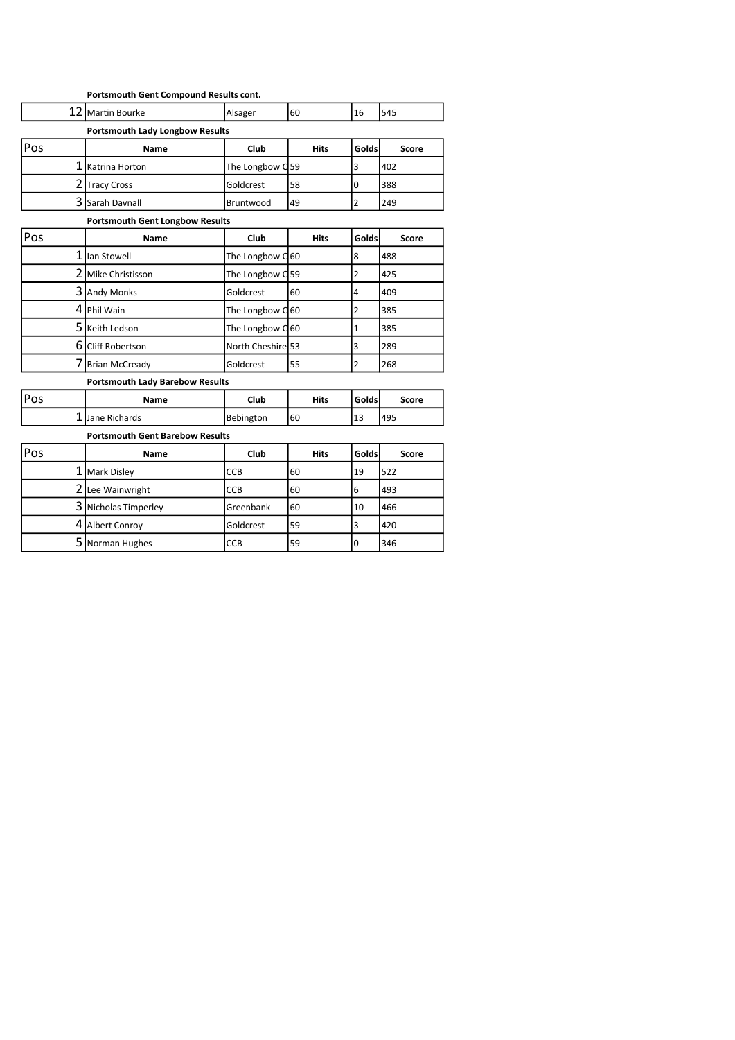**Portsmouth Gent Compound Results cont.**

| | | | | | |
|---|---|---|---|---|---|
| 12 | Martin Bourke | Alsager | 60 | 16 | 545 |

**Portsmouth Lady Longbow Results**

| Pos | Name | Club | Hits | Golds | Score |
|---|---|---|---|---|---|
| 1 | Katrina Horton | The Longbow C | 59 | 3 | 402 |
| 2 | Tracy Cross | Goldcrest | 58 | 0 | 388 |
| 3 | Sarah Davnall | Bruntwood | 49 | 2 | 249 |

**Portsmouth Gent Longbow Results**

| Pos | Name | Club | Hits | Golds | Score |
|---|---|---|---|---|---|
| 1 | Ian Stowell | The Longbow C | 60 | 8 | 488 |
| 2 | Mike Christisson | The Longbow C | 59 | 2 | 425 |
| 3 | Andy Monks | Goldcrest | 60 | 4 | 409 |
| 4 | Phil Wain | The Longbow C | 60 | 2 | 385 |
| 5 | Keith Ledson | The Longbow C | 60 | 1 | 385 |
| 6 | Cliff Robertson | North Cheshire | 53 | 3 | 289 |
| 7 | Brian McCready | Goldcrest | 55 | 2 | 268 |

**Portsmouth Lady Barebow Results**

| Pos | Name | Club | Hits | Golds | Score |
|---|---|---|---|---|---|
| 1 | Jane Richards | Bebington | 60 | 13 | 495 |

**Portsmouth Gent Barebow Results**

| Pos | Name | Club | Hits | Golds | Score |
|---|---|---|---|---|---|
| 1 | Mark Disley | CCB | 60 | 19 | 522 |
| 2 | Lee Wainwright | CCB | 60 | 6 | 493 |
| 3 | Nicholas Timperley | Greenbank | 60 | 10 | 466 |
| 4 | Albert Conroy | Goldcrest | 59 | 3 | 420 |
| 5 | Norman Hughes | CCB | 59 | 0 | 346 |